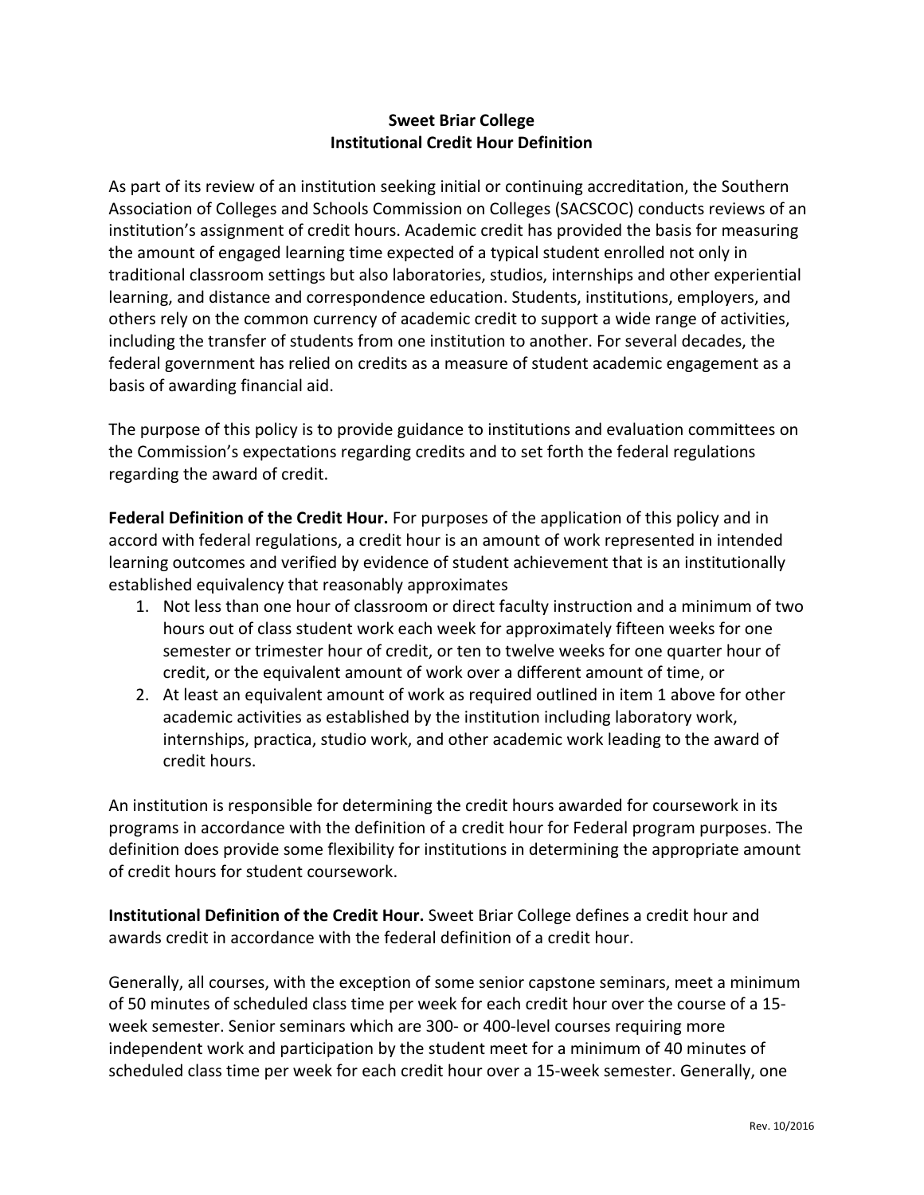# Sweet Briar College
## Institutional Credit Hour Definition

As part of its review of an institution seeking initial or continuing accreditation, the Southern Association of Colleges and Schools Commission on Colleges (SACSCOC) conducts reviews of an institution's assignment of credit hours. Academic credit has provided the basis for measuring the amount of engaged learning time expected of a typical student enrolled not only in traditional classroom settings but also laboratories, studios, internships and other experiential learning, and distance and correspondence education. Students, institutions, employers, and others rely on the common currency of academic credit to support a wide range of activities, including the transfer of students from one institution to another. For several decades, the federal government has relied on credits as a measure of student academic engagement as a basis of awarding financial aid.

The purpose of this policy is to provide guidance to institutions and evaluation committees on the Commission's expectations regarding credits and to set forth the federal regulations regarding the award of credit.

**Federal Definition of the Credit Hour.** For purposes of the application of this policy and in accord with federal regulations, a credit hour is an amount of work represented in intended learning outcomes and verified by evidence of student achievement that is an institutionally established equivalency that reasonably approximates

1. Not less than one hour of classroom or direct faculty instruction and a minimum of two hours out of class student work each week for approximately fifteen weeks for one semester or trimester hour of credit, or ten to twelve weeks for one quarter hour of credit, or the equivalent amount of work over a different amount of time, or
2. At least an equivalent amount of work as required outlined in item 1 above for other academic activities as established by the institution including laboratory work, internships, practica, studio work, and other academic work leading to the award of credit hours.

An institution is responsible for determining the credit hours awarded for coursework in its programs in accordance with the definition of a credit hour for Federal program purposes. The definition does provide some flexibility for institutions in determining the appropriate amount of credit hours for student coursework.

**Institutional Definition of the Credit Hour.** Sweet Briar College defines a credit hour and awards credit in accordance with the federal definition of a credit hour.

Generally, all courses, with the exception of some senior capstone seminars, meet a minimum of 50 minutes of scheduled class time per week for each credit hour over the course of a 15-week semester. Senior seminars which are 300- or 400-level courses requiring more independent work and participation by the student meet for a minimum of 40 minutes of scheduled class time per week for each credit hour over a 15-week semester. Generally, one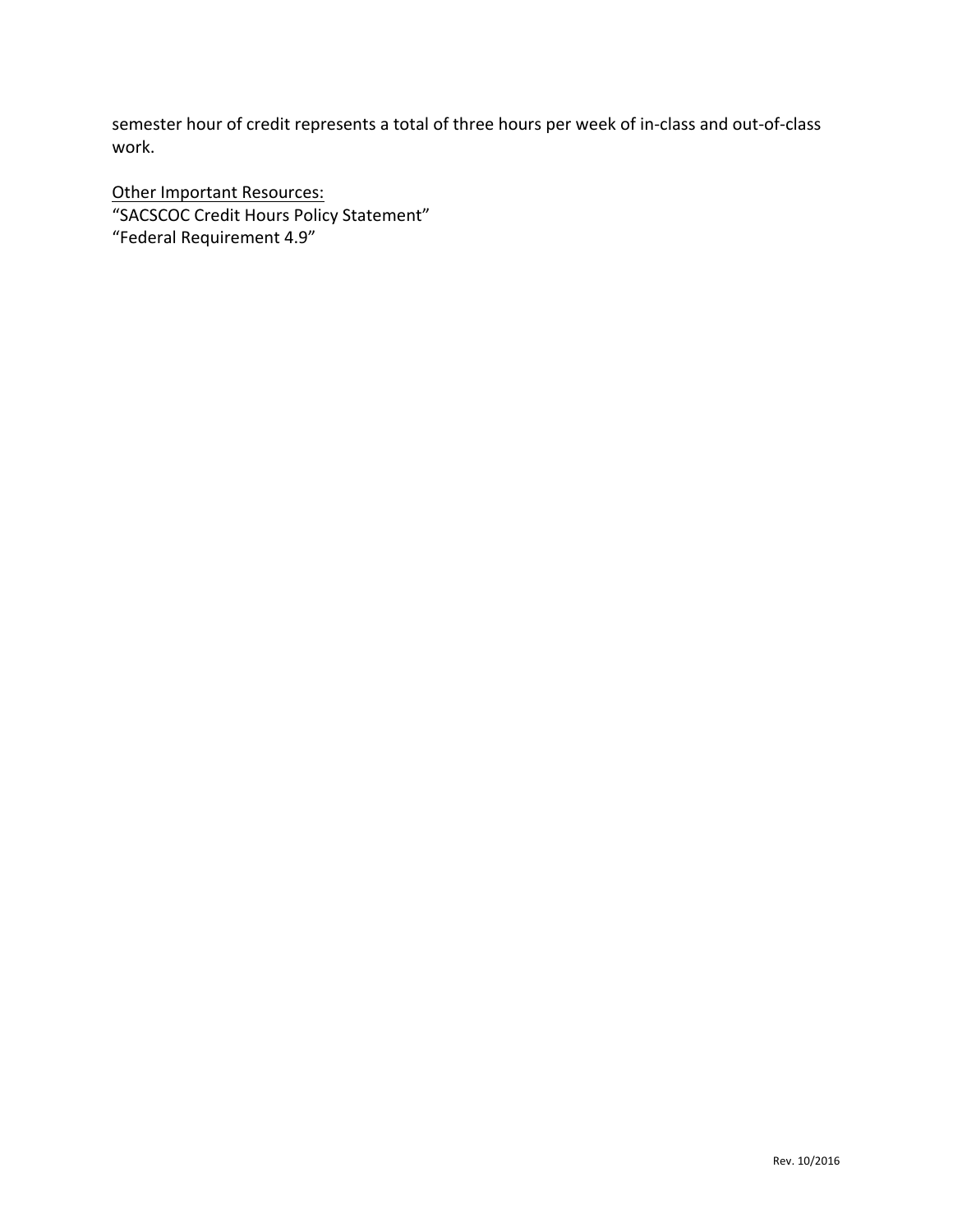semester hour of credit represents a total of three hours per week of in-class and out-of-class work.

<u>Other Important Resources:</u>
"SACSCOC Credit Hours Policy Statement"
"Federal Requirement 4.9"

Rev. 10/2016